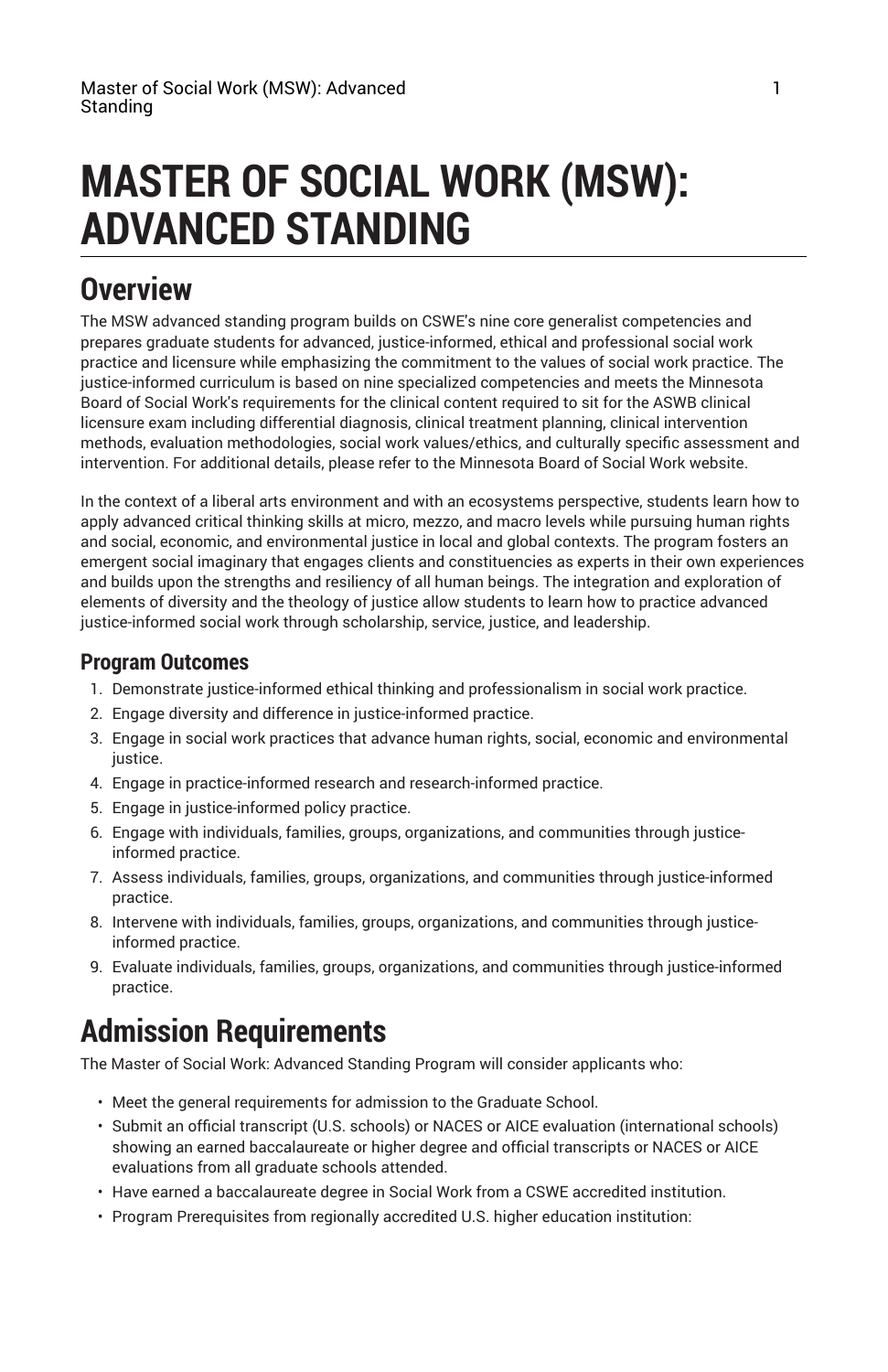# MASTER OF SOCIAL WORK (MSW): ADVANCED STANDING

## Overview

The MSW advanced standing program builds on CSWE's nine core generalist competencies and prepares graduate students for advanced, justice-informed, ethical and professional social work practice and licensure while emphasizing the commitment to the values of social work practice. The justice-informed curriculum is based on nine specialized competencies and meets the Minnesota Board of Social Work's requirements for the clinical content required to sit for the ASWB clinical licensure exam including differential diagnosis, clinical treatment planning, clinical intervention methods, evaluation methodologies, social work values/ethics, and culturally specific assessment and intervention. For additional details, please refer to the Minnesota Board of Social Work website.

In the context of a liberal arts environment and with an ecosystems perspective, students learn how to apply advanced critical thinking skills at micro, mezzo, and macro levels while pursuing human rights and social, economic, and environmental justice in local and global contexts. The program fosters an emergent social imaginary that engages clients and constituencies as experts in their own experiences and builds upon the strengths and resiliency of all human beings. The integration and exploration of elements of diversity and the theology of justice allow students to learn how to practice advanced justice-informed social work through scholarship, service, justice, and leadership.

### Program Outcomes

1. Demonstrate justice-informed ethical thinking and professionalism in social work practice.
2. Engage diversity and difference in justice-informed practice.
3. Engage in social work practices that advance human rights, social, economic and environmental justice.
4. Engage in practice-informed research and research-informed practice.
5. Engage in justice-informed policy practice.
6. Engage with individuals, families, groups, organizations, and communities through justice-informed practice.
7. Assess individuals, families, groups, organizations, and communities through justice-informed practice.
8. Intervene with individuals, families, groups, organizations, and communities through justice-informed practice.
9. Evaluate individuals, families, groups, organizations, and communities through justice-informed practice.

## Admission Requirements

The Master of Social Work: Advanced Standing Program will consider applicants who:

- Meet the general requirements for admission to the Graduate School.
- Submit an official transcript (U.S. schools) or NACES or AICE evaluation (international schools) showing an earned baccalaureate or higher degree and official transcripts or NACES or AICE evaluations from all graduate schools attended.
- Have earned a baccalaureate degree in Social Work from a CSWE accredited institution.
- Program Prerequisites from regionally accredited U.S. higher education institution: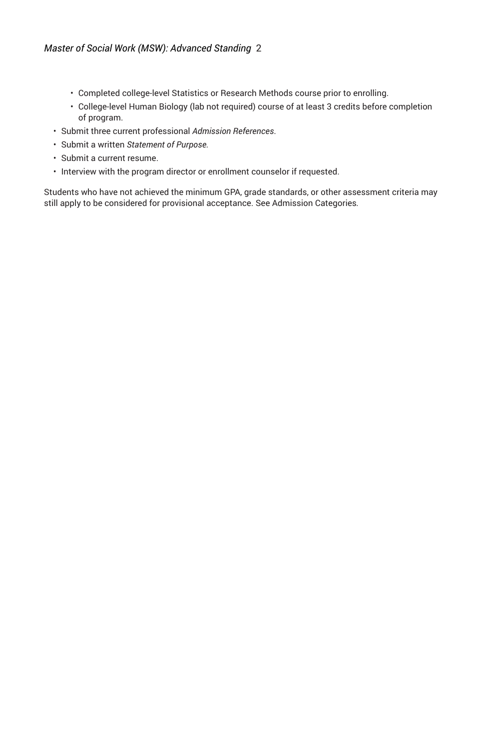- Completed college-level Statistics or Research Methods course prior to enrolling.
    - College-level Human Biology (lab not required) course of at least 3 credits before completion of program.
- Submit three current professional *Admission References*.
- Submit a written *Statement of Purpose.*
- Submit a current resume.
- Interview with the program director or enrollment counselor if requested.

Students who have not achieved the minimum GPA, grade standards, or other assessment criteria may still apply to be considered for provisional acceptance. See Admission Categories*.*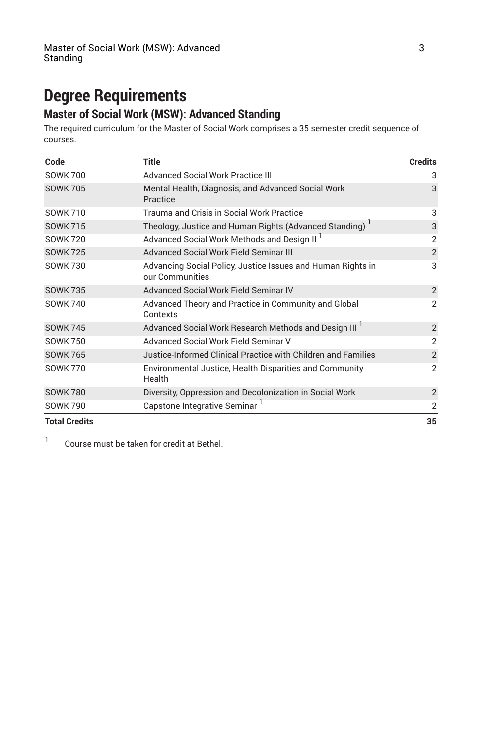# Degree Requirements

## Master of Social Work (MSW): Advanced Standing

The required curriculum for the Master of Social Work comprises a 35 semester credit sequence of courses.

| Code | Title | Credits |
|---|---|---|
| SOWK 700 | Advanced Social Work Practice III | 3 |
| SOWK 705 | Mental Health, Diagnosis, and Advanced Social Work Practice | 3 |
| SOWK 710 | Trauma and Crisis in Social Work Practice | 3 |
| SOWK 715 | Theology, Justice and Human Rights (Advanced Standing) [1] | 3 |
| SOWK 720 | Advanced Social Work Methods and Design II [1] | 2 |
| SOWK 725 | Advanced Social Work Field Seminar III | 2 |
| SOWK 730 | Advancing Social Policy, Justice Issues and Human Rights in our Communities | 3 |
| SOWK 735 | Advanced Social Work Field Seminar IV | 2 |
| SOWK 740 | Advanced Theory and Practice in Community and Global Contexts | 2 |
| SOWK 745 | Advanced Social Work Research Methods and Design III [1] | 2 |
| SOWK 750 | Advanced Social Work Field Seminar V | 2 |
| SOWK 765 | Justice-Informed Clinical Practice with Children and Families | 2 |
| SOWK 770 | Environmental Justice, Health Disparities and Community Health | 2 |
| SOWK 780 | Diversity, Oppression and Decolonization in Social Work | 2 |
| SOWK 790 | Capstone Integrative Seminar [1] | 2 |
| **Total Credits** | | **35** |

[1] Course must be taken for credit at Bethel.